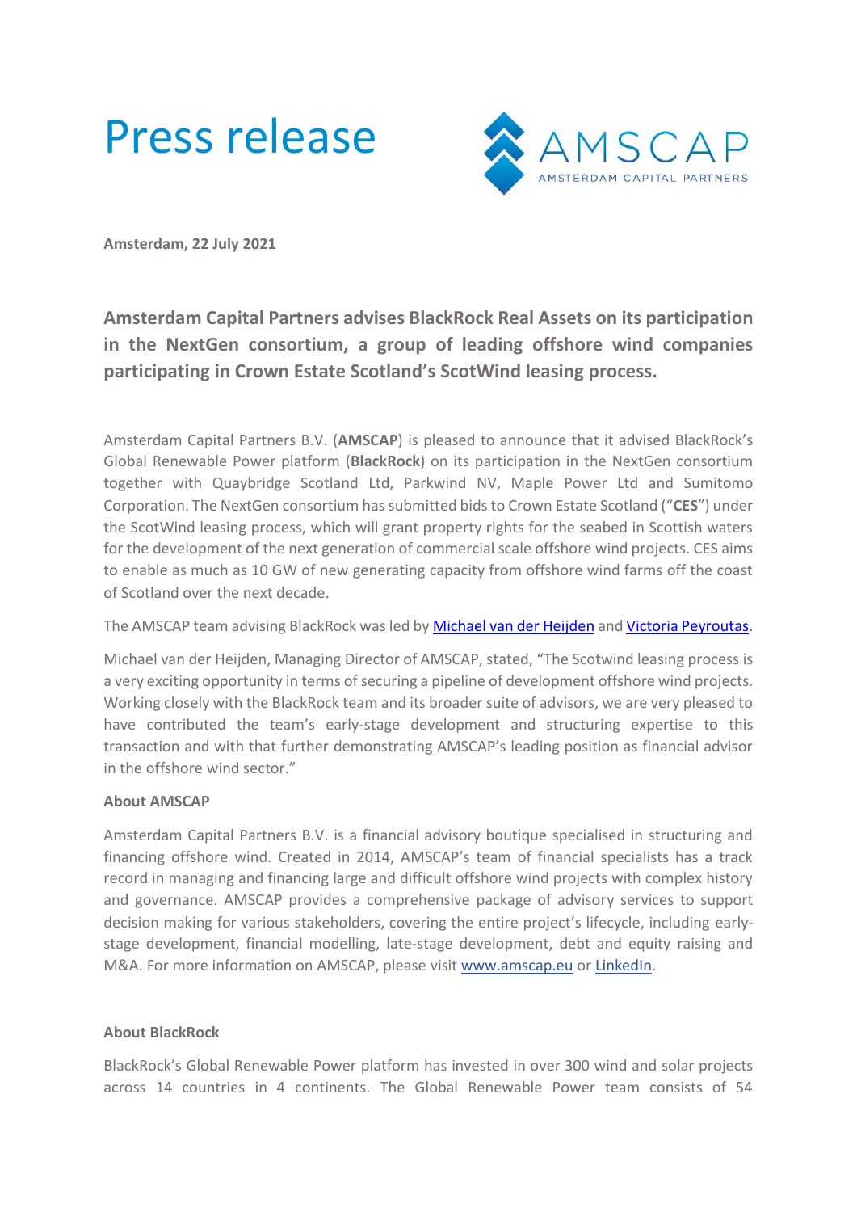# Press release

**Amsterdam, 22 July 2021**

## Amsterdam Capital Partners advises BlackRock Real Assets on its participation in the NextGen consortium, a group of leading offshore wind companies participating in Crown Estate Scotland's ScotWind leasing process.

Amsterdam Capital Partners B.V. (**AMSCAP**) is pleased to announce that it advised BlackRock's Global Renewable Power platform (**BlackRock**) on its participation in the NextGen consortium together with Quaybridge Scotland Ltd, Parkwind NV, Maple Power Ltd and Sumitomo Corporation. The NextGen consortium has submitted bids to Crown Estate Scotland ("**CES**") under the ScotWind leasing process, which will grant property rights for the seabed in Scottish waters for the development of the next generation of commercial scale offshore wind projects. CES aims to enable as much as 10 GW of new generating capacity from offshore wind farms off the coast of Scotland over the next decade.

The AMSCAP team advising BlackRock was led by Michael van der Heijden and Victoria Peyroutas.

Michael van der Heijden, Managing Director of AMSCAP, stated, "The Scotwind leasing process is a very exciting opportunity in terms of securing a pipeline of development offshore wind projects. Working closely with the BlackRock team and its broader suite of advisors, we are very pleased to have contributed the team's early-stage development and structuring expertise to this transaction and with that further demonstrating AMSCAP's leading position as financial advisor in the offshore wind sector."

**About AMSCAP**

Amsterdam Capital Partners B.V. is a financial advisory boutique specialised in structuring and financing offshore wind. Created in 2014, AMSCAP's team of financial specialists has a track record in managing and financing large and difficult offshore wind projects with complex history and governance. AMSCAP provides a comprehensive package of advisory services to support decision making for various stakeholders, covering the entire project's lifecycle, including early-stage development, financial modelling, late-stage development, debt and equity raising and M&A. For more information on AMSCAP, please visit www.amscap.eu or LinkedIn.

**About BlackRock**

BlackRock's Global Renewable Power platform has invested in over 300 wind and solar projects across 14 countries in 4 continents. The Global Renewable Power team consists of 54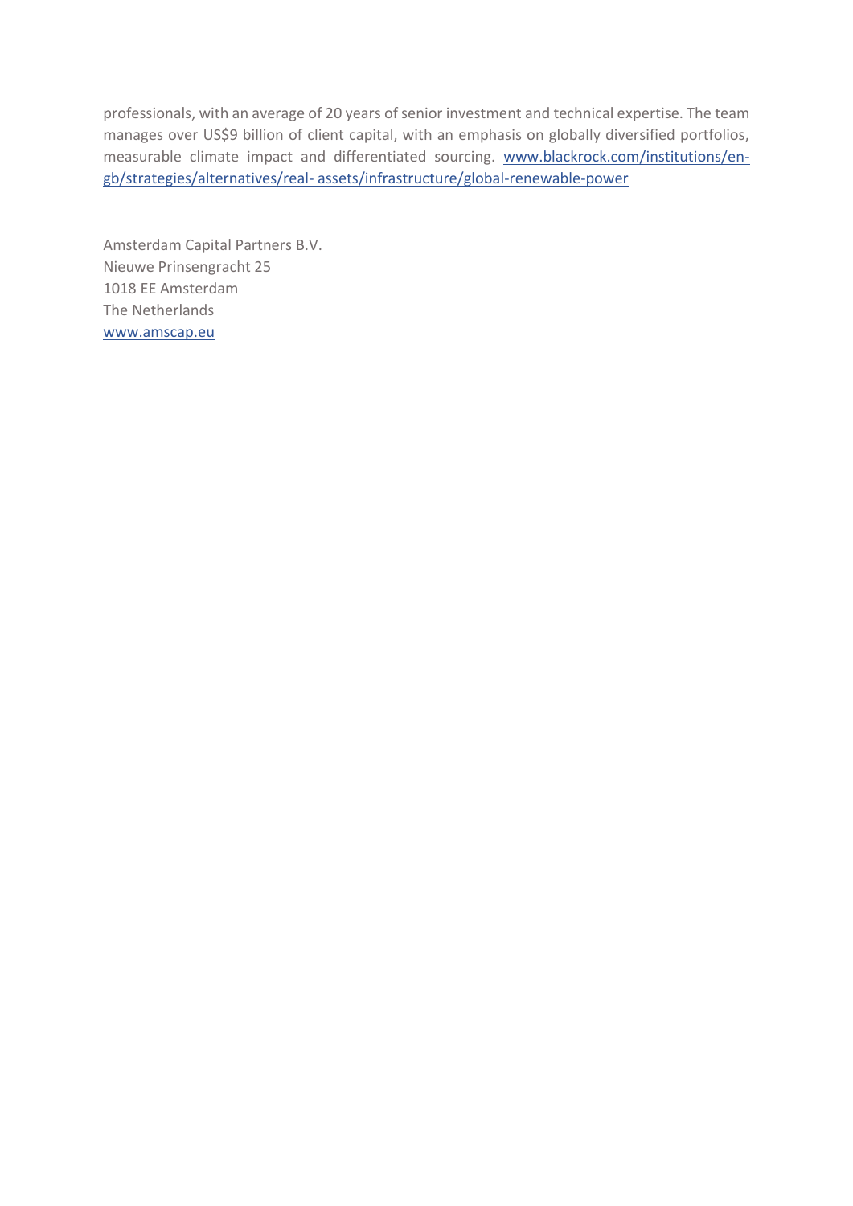professionals, with an average of 20 years of senior investment and technical expertise. The team manages over US$9 billion of client capital, with an emphasis on globally diversified portfolios, measurable climate impact and differentiated sourcing. [www.blackrock.com/institutions/en-gb/strategies/alternatives/real- assets/infrastructure/global-renewable-power](www.blackrock.com/institutions/en-gb/strategies/alternatives/real-assets/infrastructure/global-renewable-power)

Amsterdam Capital Partners B.V.  
Nieuwe Prinsengracht 25  
1018 EE Amsterdam  
The Netherlands  
[www.amscap.eu](www.amscap.eu)